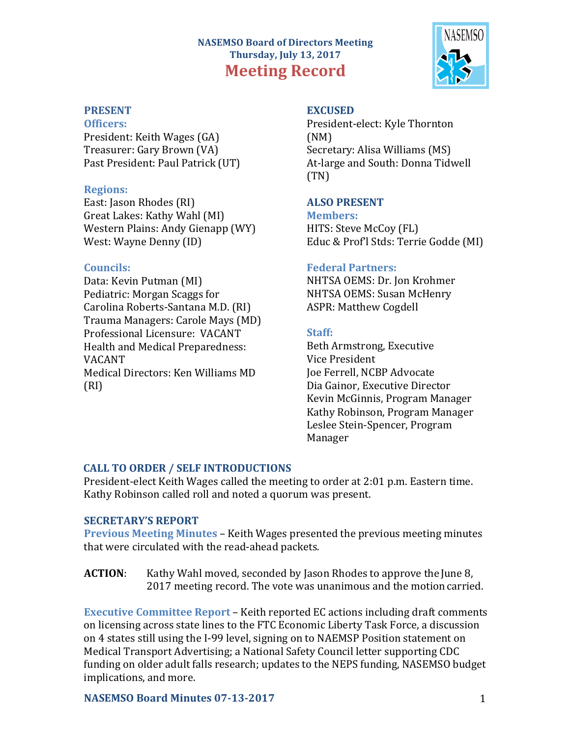# NASEMSO Board of Directors Meeting
## Thursday, July 13, 2017
# Meeting Record

### PRESENT

**Officers:**
President: Keith Wages (GA)
Treasurer: Gary Brown (VA)
Past President: Paul Patrick (UT)

**Regions:**
East: Jason Rhodes (RI)
Great Lakes: Kathy Wahl (MI)
Western Plains: Andy Gienapp (WY)
West: Wayne Denny (ID)

**Councils:**
Data: Kevin Putman (MI)
Pediatric: Morgan Scaggs for Carolina Roberts-Santana M.D. (RI)
Trauma Managers: Carole Mays (MD)
Professional Licensure: VACANT
Health and Medical Preparedness: VACANT
Medical Directors: Ken Williams MD (RI)

### EXCUSED

President-elect: Kyle Thornton (NM)
Secretary: Alisa Williams (MS)
At-large and South: Donna Tidwell (TN)

### ALSO PRESENT

**Members:**
HITS: Steve McCoy (FL)
Educ & Prof'l Stds: Terrie Godde (MI)

**Federal Partners:**
NHTSA OEMS: Dr. Jon Krohmer
NHTSA OEMS: Susan McHenry
ASPR: Matthew Cogdell

**Staff:**
Beth Armstrong, Executive Vice President
Joe Ferrell, NCBP Advocate
Dia Gainor, Executive Director
Kevin McGinnis, Program Manager
Kathy Robinson, Program Manager
Leslee Stein-Spencer, Program Manager

### CALL TO ORDER / SELF INTRODUCTIONS

President-elect Keith Wages called the meeting to order at 2:01 p.m. Eastern time. Kathy Robinson called roll and noted a quorum was present.

### SECRETARY'S REPORT

**Previous Meeting Minutes** – Keith Wages presented the previous meeting minutes that were circulated with the read-ahead packets.

**ACTION**: Kathy Wahl moved, seconded by Jason Rhodes to approve the June 8, 2017 meeting record. The vote was unanimous and the motion carried.

**Executive Committee Report** – Keith reported EC actions including draft comments on licensing across state lines to the FTC Economic Liberty Task Force, a discussion on 4 states still using the I-99 level, signing on to NAEMSP Position statement on Medical Transport Advertising; a National Safety Council letter supporting CDC funding on older adult falls research; updates to the NEPS funding, NASEMSO budget implications, and more.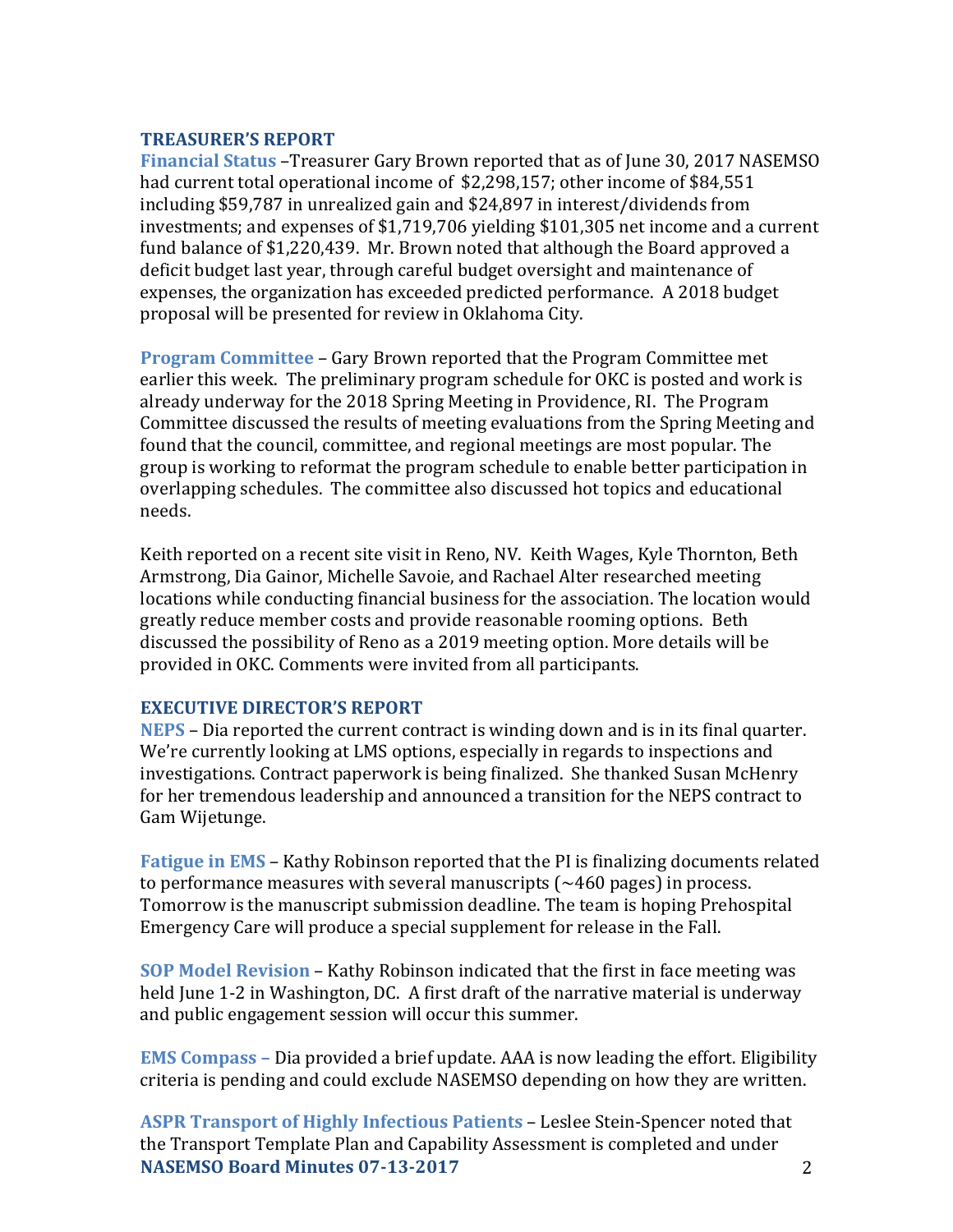## TREASURER'S REPORT

**Financial Status** –Treasurer Gary Brown reported that as of June 30, 2017 NASEMSO had current total operational income of $2,298,157; other income of $84,551 including $59,787 in unrealized gain and $24,897 in interest/dividends from investments; and expenses of $1,719,706 yielding $101,305 net income and a current fund balance of $1,220,439. Mr. Brown noted that although the Board approved a deficit budget last year, through careful budget oversight and maintenance of expenses, the organization has exceeded predicted performance. A 2018 budget proposal will be presented for review in Oklahoma City.

**Program Committee** – Gary Brown reported that the Program Committee met earlier this week. The preliminary program schedule for OKC is posted and work is already underway for the 2018 Spring Meeting in Providence, RI. The Program Committee discussed the results of meeting evaluations from the Spring Meeting and found that the council, committee, and regional meetings are most popular. The group is working to reformat the program schedule to enable better participation in overlapping schedules. The committee also discussed hot topics and educational needs.

Keith reported on a recent site visit in Reno, NV. Keith Wages, Kyle Thornton, Beth Armstrong, Dia Gainor, Michelle Savoie, and Rachael Alter researched meeting locations while conducting financial business for the association. The location would greatly reduce member costs and provide reasonable rooming options. Beth discussed the possibility of Reno as a 2019 meeting option. More details will be provided in OKC. Comments were invited from all participants.

## EXECUTIVE DIRECTOR'S REPORT

**NEPS** – Dia reported the current contract is winding down and is in its final quarter. We're currently looking at LMS options, especially in regards to inspections and investigations. Contract paperwork is being finalized. She thanked Susan McHenry for her tremendous leadership and announced a transition for the NEPS contract to Gam Wijetunge.

**Fatigue in EMS** – Kathy Robinson reported that the PI is finalizing documents related to performance measures with several manuscripts (~460 pages) in process. Tomorrow is the manuscript submission deadline. The team is hoping Prehospital Emergency Care will produce a special supplement for release in the Fall.

**SOP Model Revision** – Kathy Robinson indicated that the first in face meeting was held June 1-2 in Washington, DC. A first draft of the narrative material is underway and public engagement session will occur this summer.

**EMS Compass –** Dia provided a brief update. AAA is now leading the effort. Eligibility criteria is pending and could exclude NASEMSO depending on how they are written.

**ASPR Transport of Highly Infectious Patients** – Leslee Stein-Spencer noted that the Transport Template Plan and Capability Assessment is completed and under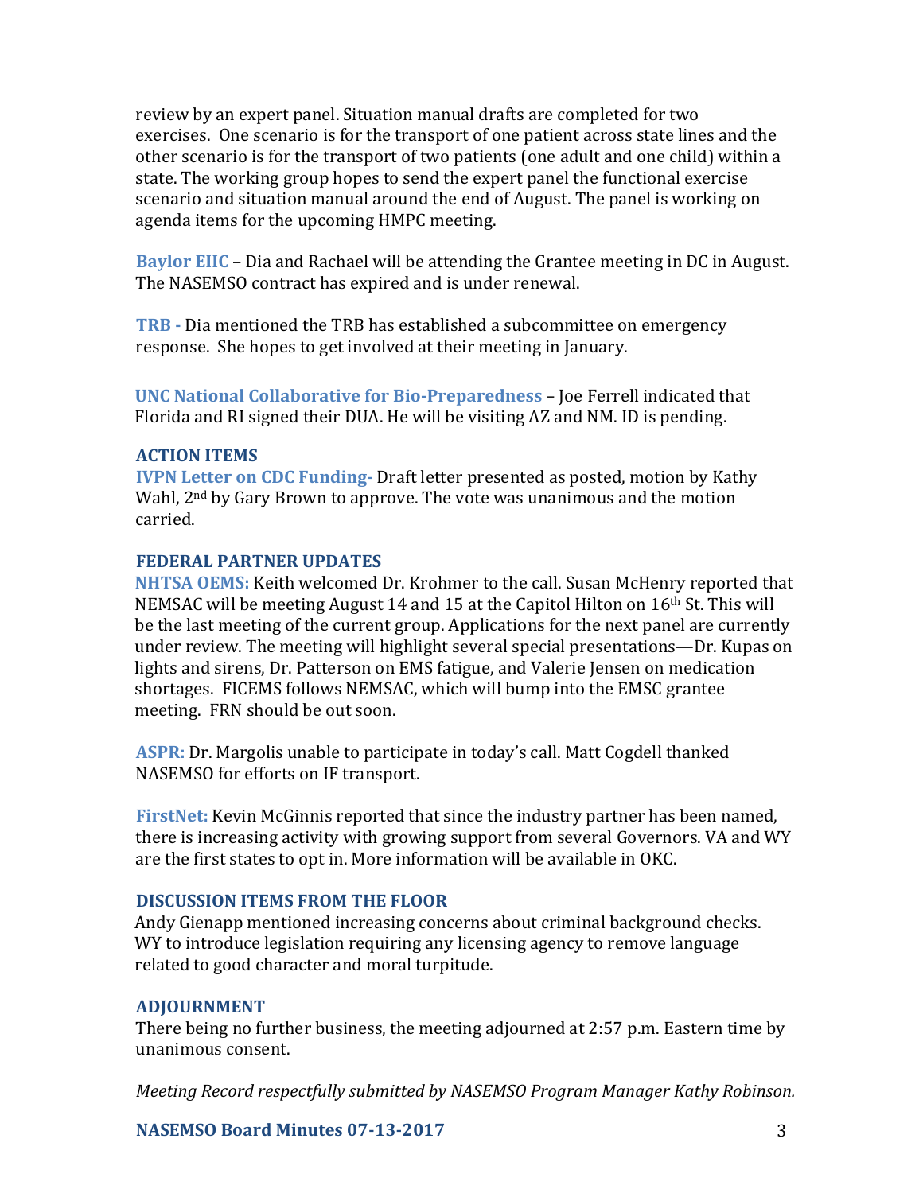review by an expert panel. Situation manual drafts are completed for two exercises. One scenario is for the transport of one patient across state lines and the other scenario is for the transport of two patients (one adult and one child) within a state. The working group hopes to send the expert panel the functional exercise scenario and situation manual around the end of August. The panel is working on agenda items for the upcoming HMPC meeting.

**Baylor EIIC** – Dia and Rachael will be attending the Grantee meeting in DC in August. The NASEMSO contract has expired and is under renewal.

**TRB -** Dia mentioned the TRB has established a subcommittee on emergency response. She hopes to get involved at their meeting in January.

**UNC National Collaborative for Bio-Preparedness** – Joe Ferrell indicated that Florida and RI signed their DUA. He will be visiting AZ and NM. ID is pending.

### ACTION ITEMS

**IVPN Letter on CDC Funding-** Draft letter presented as posted, motion by Kathy Wahl, 2nd by Gary Brown to approve. The vote was unanimous and the motion carried.

### FEDERAL PARTNER UPDATES

**NHTSA OEMS:** Keith welcomed Dr. Krohmer to the call. Susan McHenry reported that NEMSAC will be meeting August 14 and 15 at the Capitol Hilton on 16th St. This will be the last meeting of the current group. Applications for the next panel are currently under review. The meeting will highlight several special presentations—Dr. Kupas on lights and sirens, Dr. Patterson on EMS fatigue, and Valerie Jensen on medication shortages. FICEMS follows NEMSAC, which will bump into the EMSC grantee meeting. FRN should be out soon.

**ASPR:** Dr. Margolis unable to participate in today's call. Matt Cogdell thanked NASEMSO for efforts on IF transport.

**FirstNet:** Kevin McGinnis reported that since the industry partner has been named, there is increasing activity with growing support from several Governors. VA and WY are the first states to opt in. More information will be available in OKC.

### DISCUSSION ITEMS FROM THE FLOOR

Andy Gienapp mentioned increasing concerns about criminal background checks. WY to introduce legislation requiring any licensing agency to remove language related to good character and moral turpitude.

### ADJOURNMENT

There being no further business, the meeting adjourned at 2:57 p.m. Eastern time by unanimous consent.

*Meeting Record respectfully submitted by NASEMSO Program Manager Kathy Robinson.*